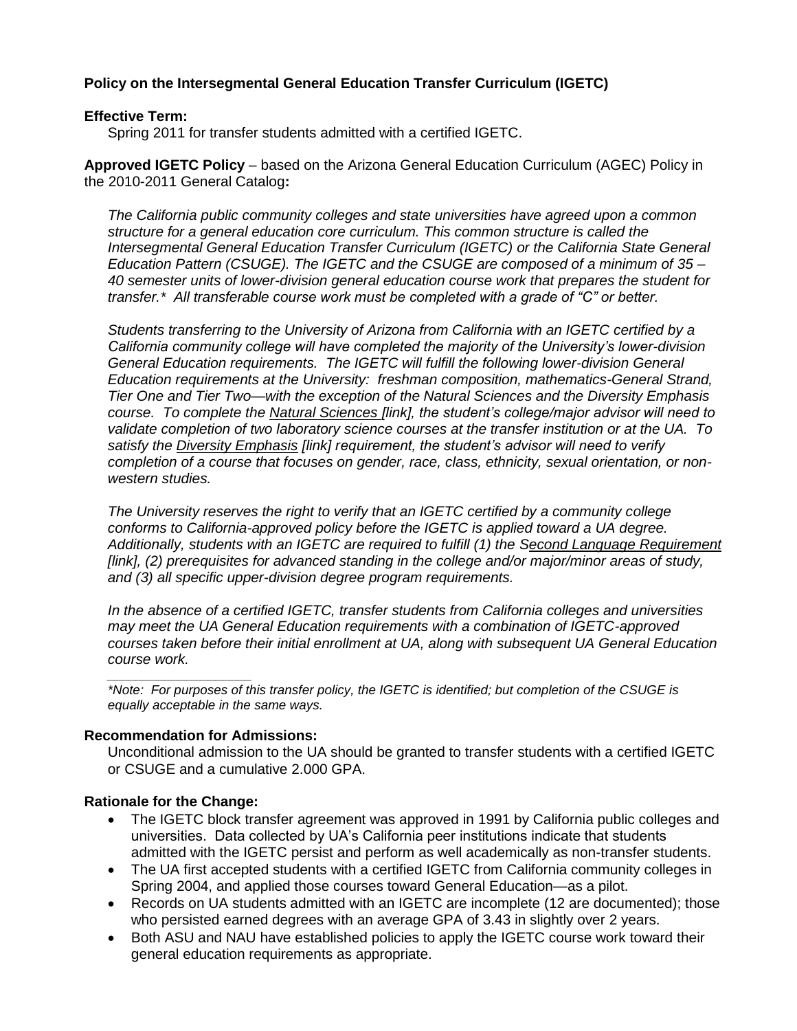**Policy on the Intersegmental General Education Transfer Curriculum (IGETC)**

**Effective Term:**

Spring 2011 for transfer students admitted with a certified IGETC.

**Approved IGETC Policy** – based on the Arizona General Education Curriculum (AGEC) Policy in the 2010-2011 General Catalog**:**

*The California public community colleges and state universities have agreed upon a common structure for a general education core curriculum. This common structure is called the Intersegmental General Education Transfer Curriculum (IGETC) or the California State General Education Pattern (CSUGE). The IGETC and the CSUGE are composed of a minimum of 35 – 40 semester units of lower-division general education course work that prepares the student for transfer.\* All transferable course work must be completed with a grade of "C" or better.*

*Students transferring to the University of Arizona from California with an IGETC certified by a California community college will have completed the majority of the University's lower-division General Education requirements. The IGETC will fulfill the following lower-division General Education requirements at the University: freshman composition, mathematics-General Strand, Tier One and Tier Two—with the exception of the Natural Sciences and the Diversity Emphasis course. To complete the Natural Sciences [link], the student's college/major advisor will need to validate completion of two laboratory science courses at the transfer institution or at the UA. To satisfy the Diversity Emphasis [link] requirement, the student's advisor will need to verify completion of a course that focuses on gender, race, class, ethnicity, sexual orientation, or non-western studies.*

*The University reserves the right to verify that an IGETC certified by a community college conforms to California-approved policy before the IGETC is applied toward a UA degree. Additionally, students with an IGETC are required to fulfill (1) the Second Language Requirement [link], (2) prerequisites for advanced standing in the college and/or major/minor areas of study, and (3) all specific upper-division degree program requirements.*

*In the absence of a certified IGETC, transfer students from California colleges and universities may meet the UA General Education requirements with a combination of IGETC-approved courses taken before their initial enrollment at UA, along with subsequent UA General Education course work.*

---

*\*Note: For purposes of this transfer policy, the IGETC is identified; but completion of the CSUGE is equally acceptable in the same ways.*

**Recommendation for Admissions:**

Unconditional admission to the UA should be granted to transfer students with a certified IGETC or CSUGE and a cumulative 2.000 GPA.

**Rationale for the Change:**

- The IGETC block transfer agreement was approved in 1991 by California public colleges and universities. Data collected by UA's California peer institutions indicate that students admitted with the IGETC persist and perform as well academically as non-transfer students.
- The UA first accepted students with a certified IGETC from California community colleges in Spring 2004, and applied those courses toward General Education—as a pilot.
- Records on UA students admitted with an IGETC are incomplete (12 are documented); those who persisted earned degrees with an average GPA of 3.43 in slightly over 2 years.
- Both ASU and NAU have established policies to apply the IGETC course work toward their general education requirements as appropriate.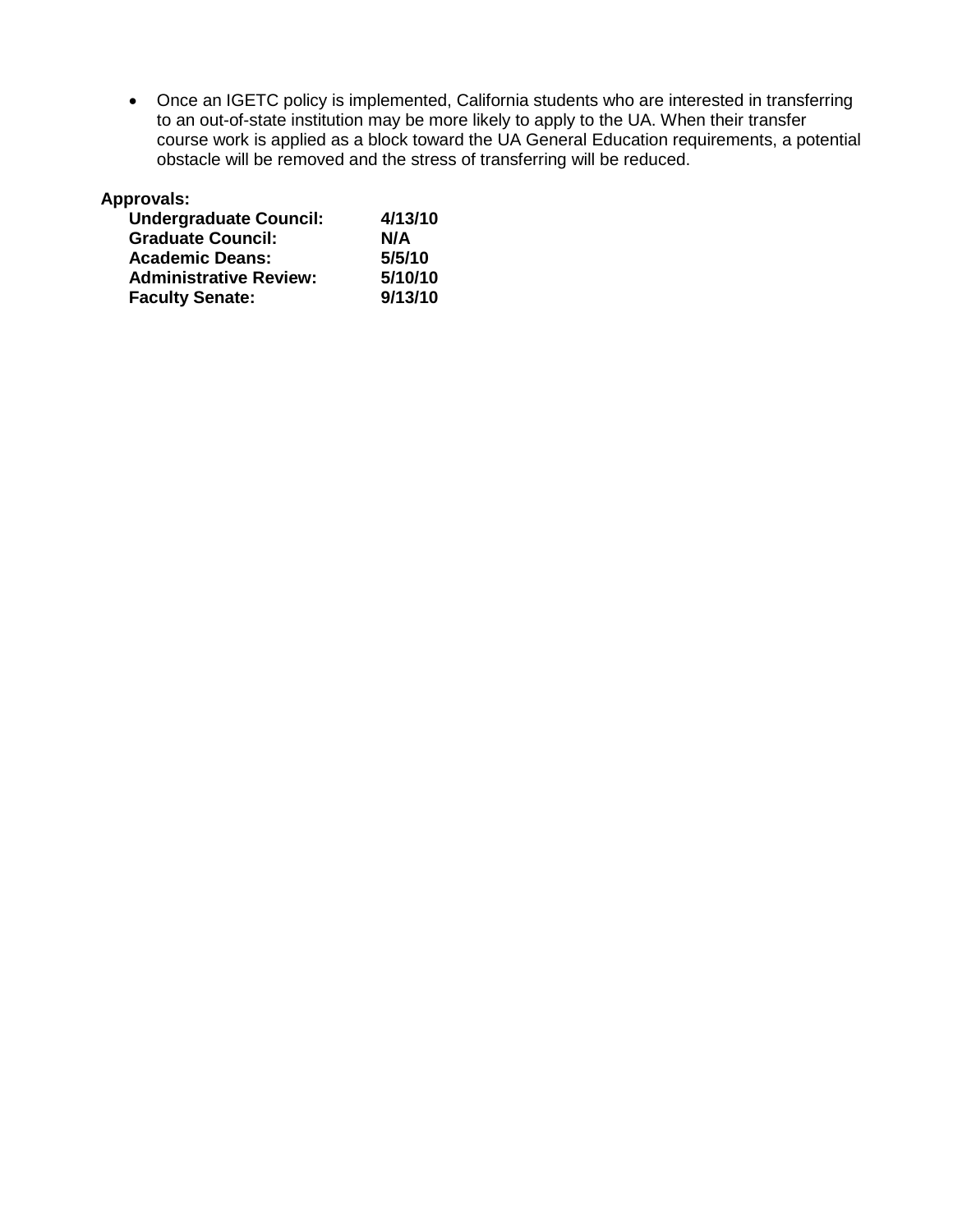- Once an IGETC policy is implemented, California students who are interested in transferring to an out-of-state institution may be more likely to apply to the UA. When their transfer course work is applied as a block toward the UA General Education requirements, a potential obstacle will be removed and the stress of transferring will be reduced.

**Approvals:**

| | |
|---|---|
| **Undergraduate Council:** | **4/13/10** |
| **Graduate Council:** | **N/A** |
| **Academic Deans:** | **5/5/10** |
| **Administrative Review:** | **5/10/10** |
| **Faculty Senate:** | **9/13/10** |